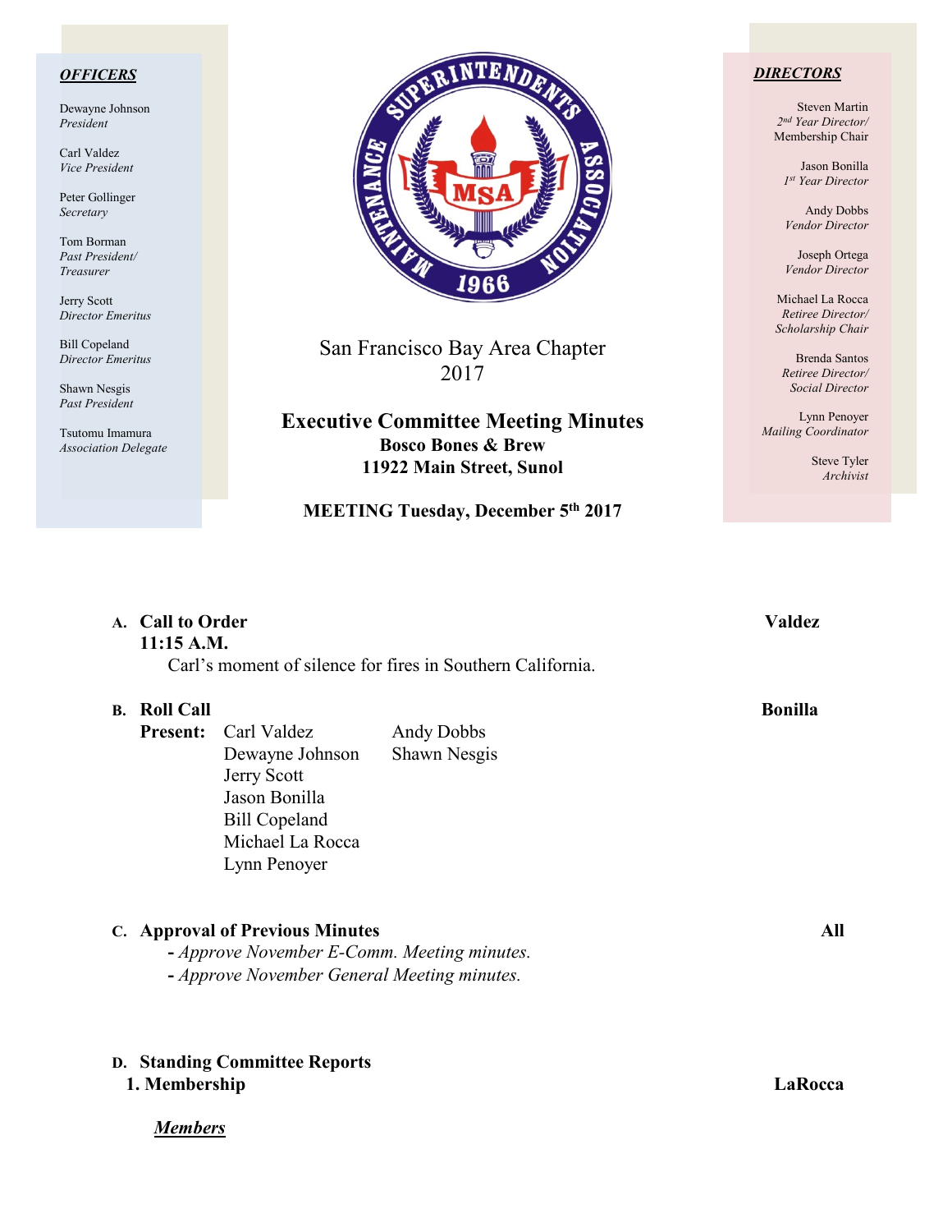***OFFICERS***

Dewayne Johnson
*President*

Carl Valdez
*Vice President*

Peter Gollinger
*Secretary*

Tom Borman
*Past President/ Treasurer*

Jerry Scott
*Director Emeritus*

Bill Copeland
*Director Emeritus*

Shawn Nesgis
*Past President*

Tsutomu Imamura
*Association Delegate*

San Francisco Bay Area Chapter
2017

# Executive Committee Meeting Minutes

**Bosco Bones & Brew**
**11922 Main Street, Sunol**

**MEETING Tuesday, December 5th 2017**

***DIRECTORS***

Steven Martin
*2nd Year Director/ Membership Chair*

Jason Bonilla
*1st Year Director*

Andy Dobbs
*Vendor Director*

Joseph Ortega
*Vendor Director*

Michael La Rocca
*Retiree Director/ Scholarship Chair*

Brenda Santos
*Retiree Director/ Social Director*

Lynn Penoyer
*Mailing Coordinator*

Steve Tyler
*Archivist*

**A. Call to Order** **Valdez**
**11:15 A.M.**
Carl's moment of silence for fires in Southern California.

**B. Roll Call** **Bonilla**

**Present:**

- Carl Valdez
- Dewayne Johnson
- Jerry Scott
- Jason Bonilla
- Bill Copeland
- Michael La Rocca
- Lynn Penoyer
- Andy Dobbs
- Shawn Nesgis

**C. Approval of Previous Minutes** **All**

- *Approve November E-Comm. Meeting minutes.*
- *Approve November General Meeting minutes.*

**D. Standing Committee Reports**

**1. Membership** **LaRocca**

***Members***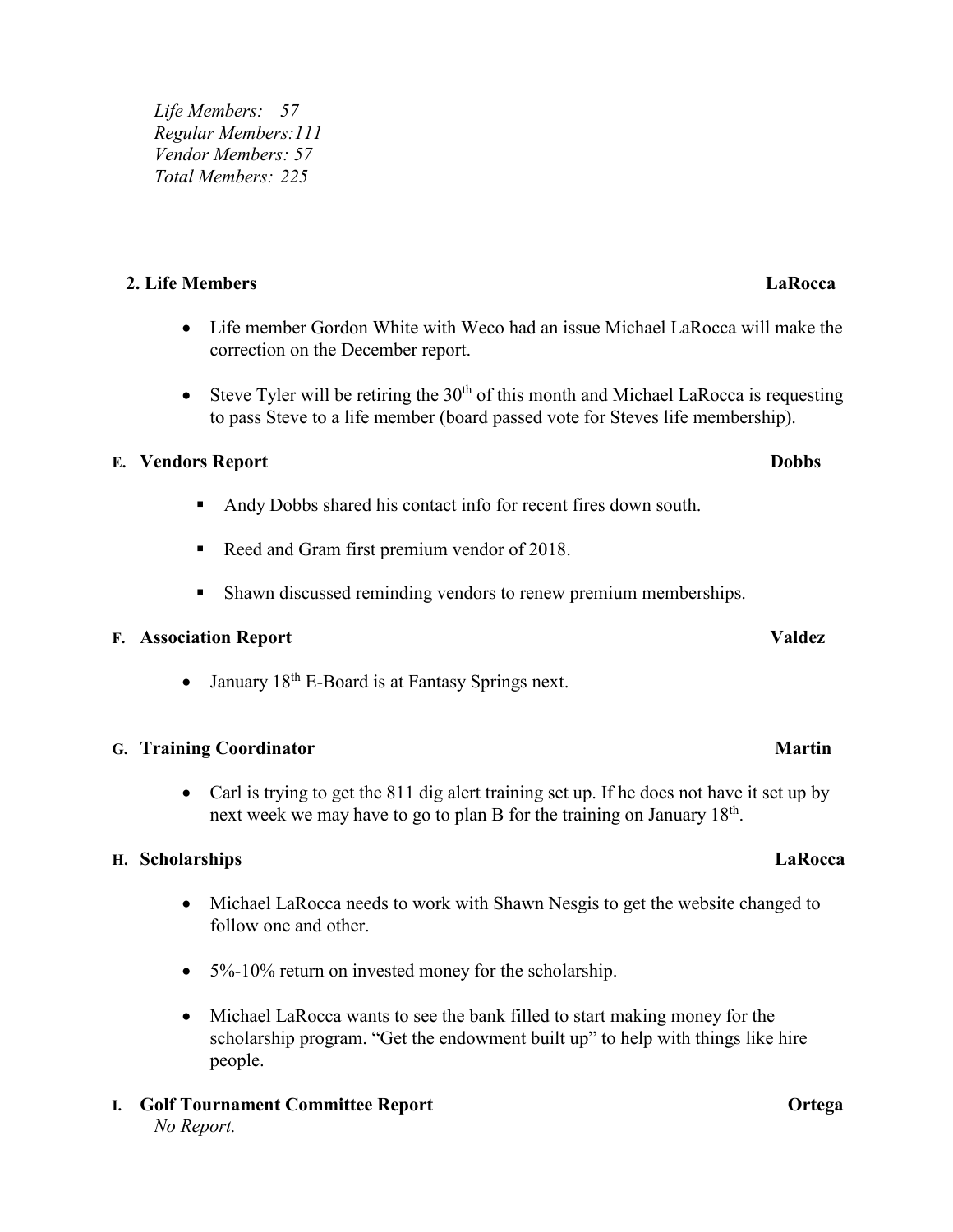*Life Members: 57*
*Regular Members:111*
*Vendor Members: 57*
*Total Members: 225*

**2. Life Members** **LaRocca**

- Life member Gordon White with Weco had an issue Michael LaRocca will make the correction on the December report.
- Steve Tyler will be retiring the 30th of this month and Michael LaRocca is requesting to pass Steve to a life member (board passed vote for Steves life membership).

**E. Vendors Report** **Dobbs**

- Andy Dobbs shared his contact info for recent fires down south.
- Reed and Gram first premium vendor of 2018.
- Shawn discussed reminding vendors to renew premium memberships.

**F. Association Report** **Valdez**

- January 18th E-Board is at Fantasy Springs next.

**G. Training Coordinator** **Martin**

- Carl is trying to get the 811 dig alert training set up. If he does not have it set up by next week we may have to go to plan B for the training on January 18th.

**H. Scholarships** **LaRocca**

- Michael LaRocca needs to work with Shawn Nesgis to get the website changed to follow one and other.
- 5%-10% return on invested money for the scholarship.
- Michael LaRocca wants to see the bank filled to start making money for the scholarship program. "Get the endowment built up" to help with things like hire people.

**I. Golf Tournament Committee Report** **Ortega**
*No Report.*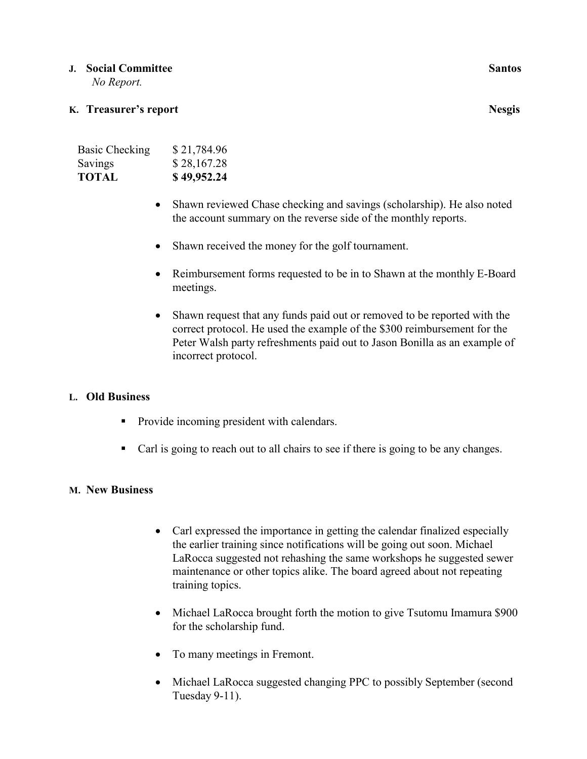**J. Social Committee** **Santos**

*No Report.*

**K. Treasurer's report** **Nesgis**

| | |
|---|---|
| Basic Checking | $ 21,784.96 |
| Savings | $ 28,167.28 |
| **TOTAL** | **$ 49,952.24** |

- Shawn reviewed Chase checking and savings (scholarship). He also noted the account summary on the reverse side of the monthly reports.
- Shawn received the money for the golf tournament.
- Reimbursement forms requested to be in to Shawn at the monthly E-Board meetings.
- Shawn request that any funds paid out or removed to be reported with the correct protocol. He used the example of the $300 reimbursement for the Peter Walsh party refreshments paid out to Jason Bonilla as an example of incorrect protocol.

**L. Old Business**

- Provide incoming president with calendars.
- Carl is going to reach out to all chairs to see if there is going to be any changes.

**M. New Business**

- Carl expressed the importance in getting the calendar finalized especially the earlier training since notifications will be going out soon. Michael LaRocca suggested not rehashing the same workshops he suggested sewer maintenance or other topics alike. The board agreed about not repeating training topics.
- Michael LaRocca brought forth the motion to give Tsutomu Imamura $900 for the scholarship fund.
- To many meetings in Fremont.
- Michael LaRocca suggested changing PPC to possibly September (second Tuesday 9-11).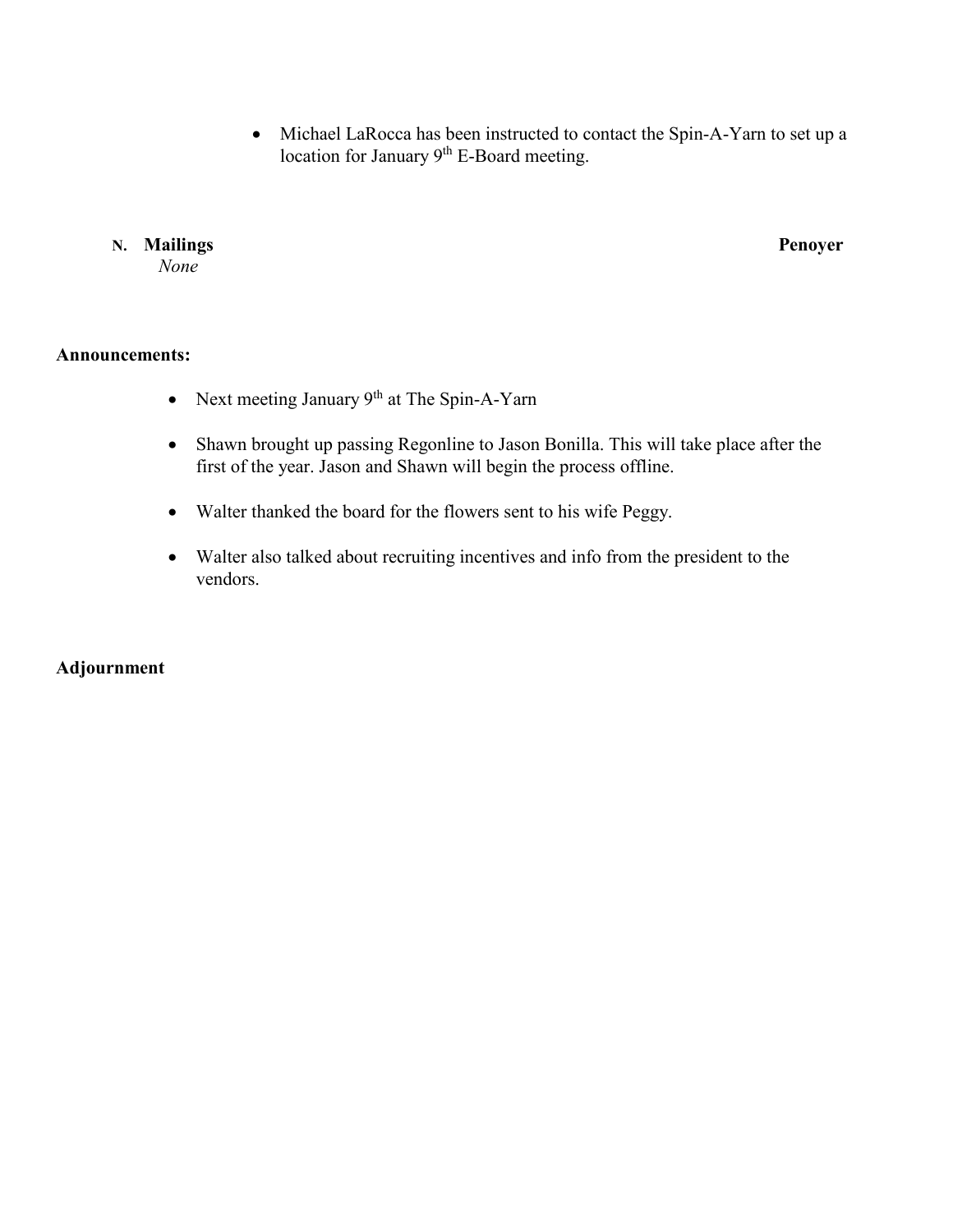- Michael LaRocca has been instructed to contact the Spin-A-Yarn to set up a location for January 9th E-Board meeting.

**N. Mailings** **Penoyer**

*None*

**Announcements:**

- Next meeting January 9th at The Spin-A-Yarn
- Shawn brought up passing Regonline to Jason Bonilla. This will take place after the first of the year. Jason and Shawn will begin the process offline.
- Walter thanked the board for the flowers sent to his wife Peggy.
- Walter also talked about recruiting incentives and info from the president to the vendors.

**Adjournment**